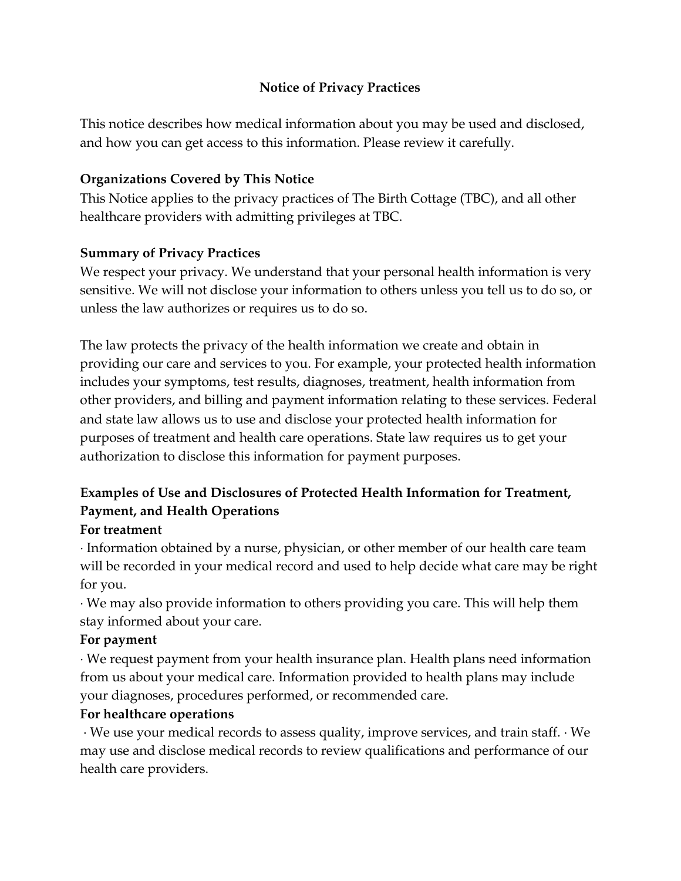# Notice of Privacy Practices

This notice describes how medical information about you may be used and disclosed, and how you can get access to this information. Please review it carefully.

## Organizations Covered by This Notice

This Notice applies to the privacy practices of The Birth Cottage (TBC), and all other healthcare providers with admitting privileges at TBC.

## Summary of Privacy Practices

We respect your privacy. We understand that your personal health information is very sensitive. We will not disclose your information to others unless you tell us to do so, or unless the law authorizes or requires us to do so.

The law protects the privacy of the health information we create and obtain in providing our care and services to you. For example, your protected health information includes your symptoms, test results, diagnoses, treatment, health information from other providers, and billing and payment information relating to these services. Federal and state law allows us to use and disclose your protected health information for purposes of treatment and health care operations. State law requires us to get your authorization to disclose this information for payment purposes.

## Examples of Use and Disclosures of Protected Health Information for Treatment, Payment, and Health Operations

### For treatment

· Information obtained by a nurse, physician, or other member of our health care team will be recorded in your medical record and used to help decide what care may be right for you.

· We may also provide information to others providing you care. This will help them stay informed about your care.

### For payment

· We request payment from your health insurance plan. Health plans need information from us about your medical care. Information provided to health plans may include your diagnoses, procedures performed, or recommended care.

### For healthcare operations

· We use your medical records to assess quality, improve services, and train staff. · We may use and disclose medical records to review qualifications and performance of our health care providers.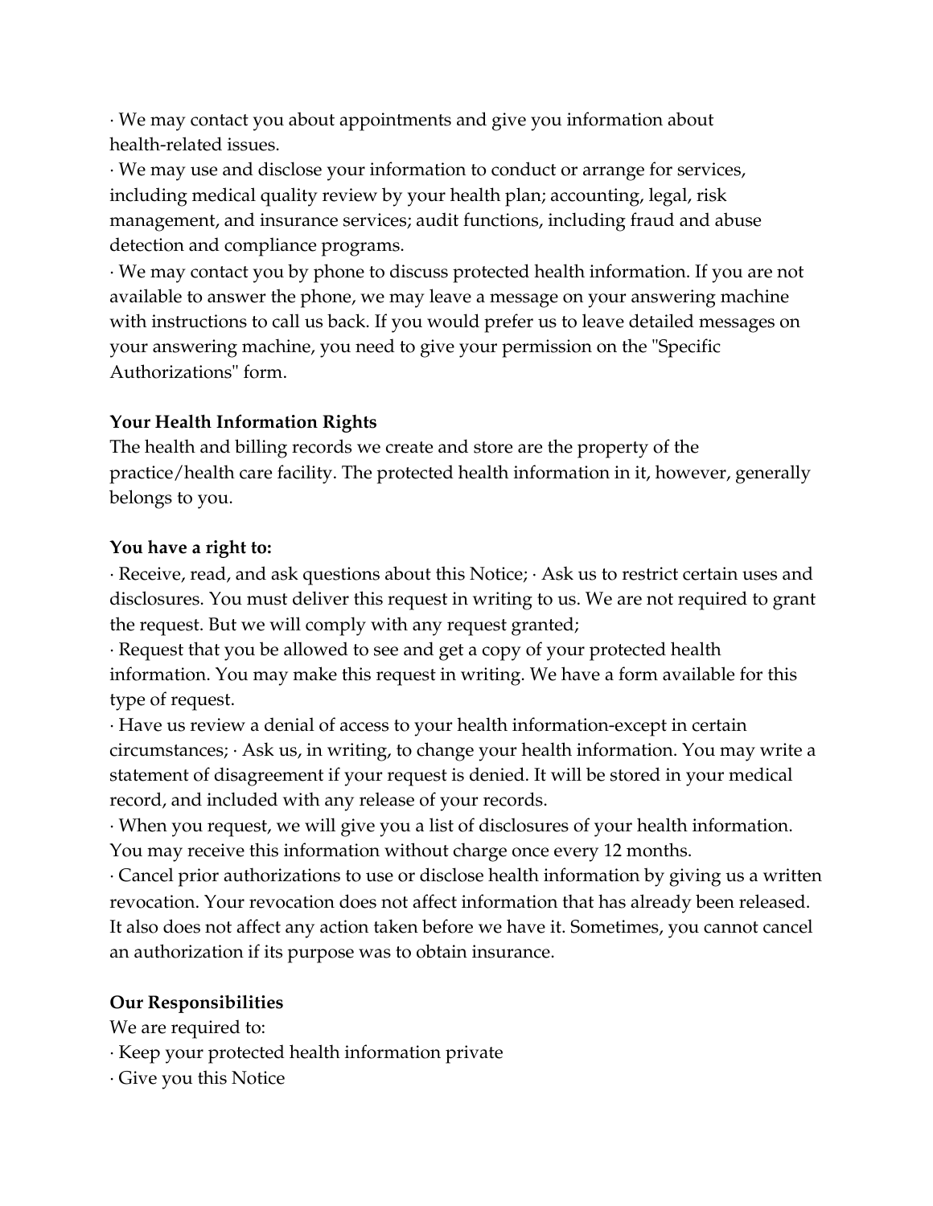· We may contact you about appointments and give you information about health-related issues.

· We may use and disclose your information to conduct or arrange for services, including medical quality review by your health plan; accounting, legal, risk management, and insurance services; audit functions, including fraud and abuse detection and compliance programs.

· We may contact you by phone to discuss protected health information. If you are not available to answer the phone, we may leave a message on your answering machine with instructions to call us back. If you would prefer us to leave detailed messages on your answering machine, you need to give your permission on the "Specific Authorizations" form.

**Your Health Information Rights**

The health and billing records we create and store are the property of the practice/health care facility. The protected health information in it, however, generally belongs to you.

**You have a right to:**

· Receive, read, and ask questions about this Notice; · Ask us to restrict certain uses and disclosures. You must deliver this request in writing to us. We are not required to grant the request. But we will comply with any request granted;

· Request that you be allowed to see and get a copy of your protected health information. You may make this request in writing. We have a form available for this type of request.

· Have us review a denial of access to your health information-except in certain circumstances; · Ask us, in writing, to change your health information. You may write a statement of disagreement if your request is denied. It will be stored in your medical record, and included with any release of your records.

· When you request, we will give you a list of disclosures of your health information. You may receive this information without charge once every 12 months.

· Cancel prior authorizations to use or disclose health information by giving us a written revocation. Your revocation does not affect information that has already been released. It also does not affect any action taken before we have it. Sometimes, you cannot cancel an authorization if its purpose was to obtain insurance.

**Our Responsibilities**

We are required to:

· Keep your protected health information private

· Give you this Notice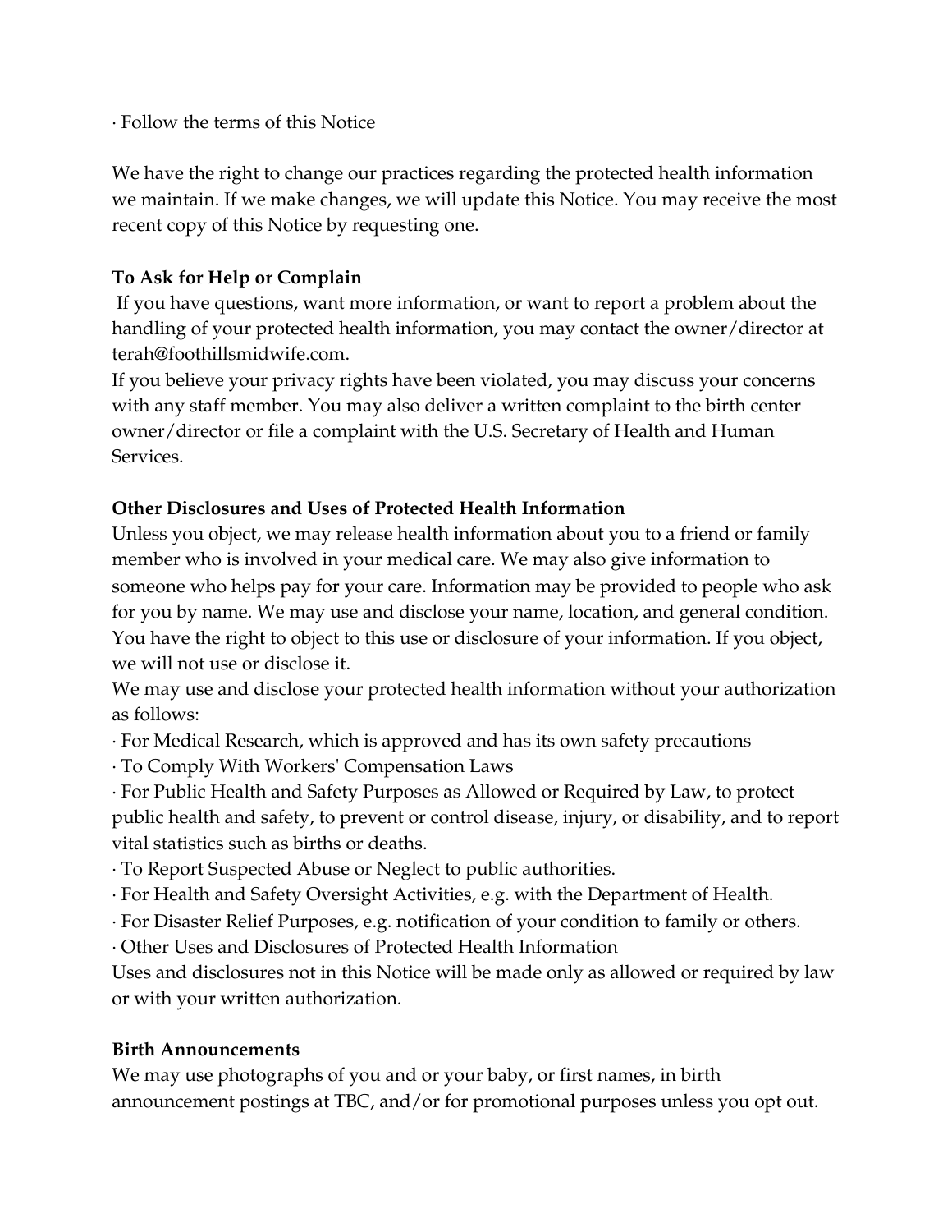· Follow the terms of this Notice

We have the right to change our practices regarding the protected health information we maintain. If we make changes, we will update this Notice. You may receive the most recent copy of this Notice by requesting one.

**To Ask for Help or Complain**

If you have questions, want more information, or want to report a problem about the handling of your protected health information, you may contact the owner/director at terah@foothillsmidwife.com.

If you believe your privacy rights have been violated, you may discuss your concerns with any staff member. You may also deliver a written complaint to the birth center owner/director or file a complaint with the U.S. Secretary of Health and Human Services.

**Other Disclosures and Uses of Protected Health Information**

Unless you object, we may release health information about you to a friend or family member who is involved in your medical care. We may also give information to someone who helps pay for your care. Information may be provided to people who ask for you by name. We may use and disclose your name, location, and general condition. You have the right to object to this use or disclosure of your information. If you object, we will not use or disclose it.

We may use and disclose your protected health information without your authorization as follows:

· For Medical Research, which is approved and has its own safety precautions

· To Comply With Workers' Compensation Laws

· For Public Health and Safety Purposes as Allowed or Required by Law, to protect public health and safety, to prevent or control disease, injury, or disability, and to report vital statistics such as births or deaths.

· To Report Suspected Abuse or Neglect to public authorities.

· For Health and Safety Oversight Activities, e.g. with the Department of Health.

· For Disaster Relief Purposes, e.g. notification of your condition to family or others.

· Other Uses and Disclosures of Protected Health Information

Uses and disclosures not in this Notice will be made only as allowed or required by law or with your written authorization.

**Birth Announcements**

We may use photographs of you and or your baby, or first names, in birth announcement postings at TBC, and/or for promotional purposes unless you opt out.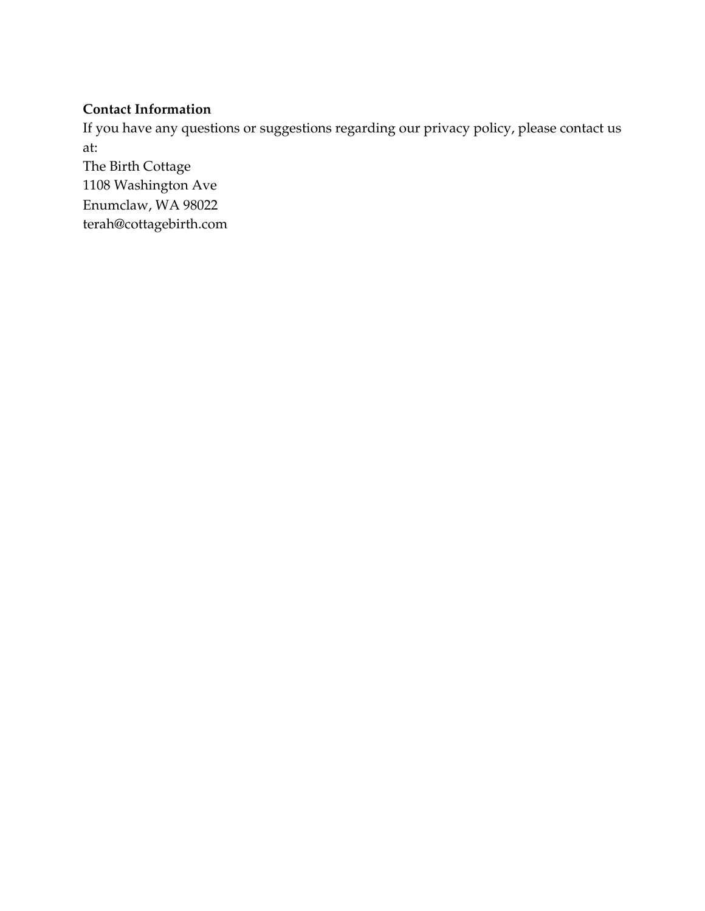**Contact Information**

If you have any questions or suggestions regarding our privacy policy, please contact us at:

The Birth Cottage
1108 Washington Ave
Enumclaw, WA 98022
terah@cottagebirth.com